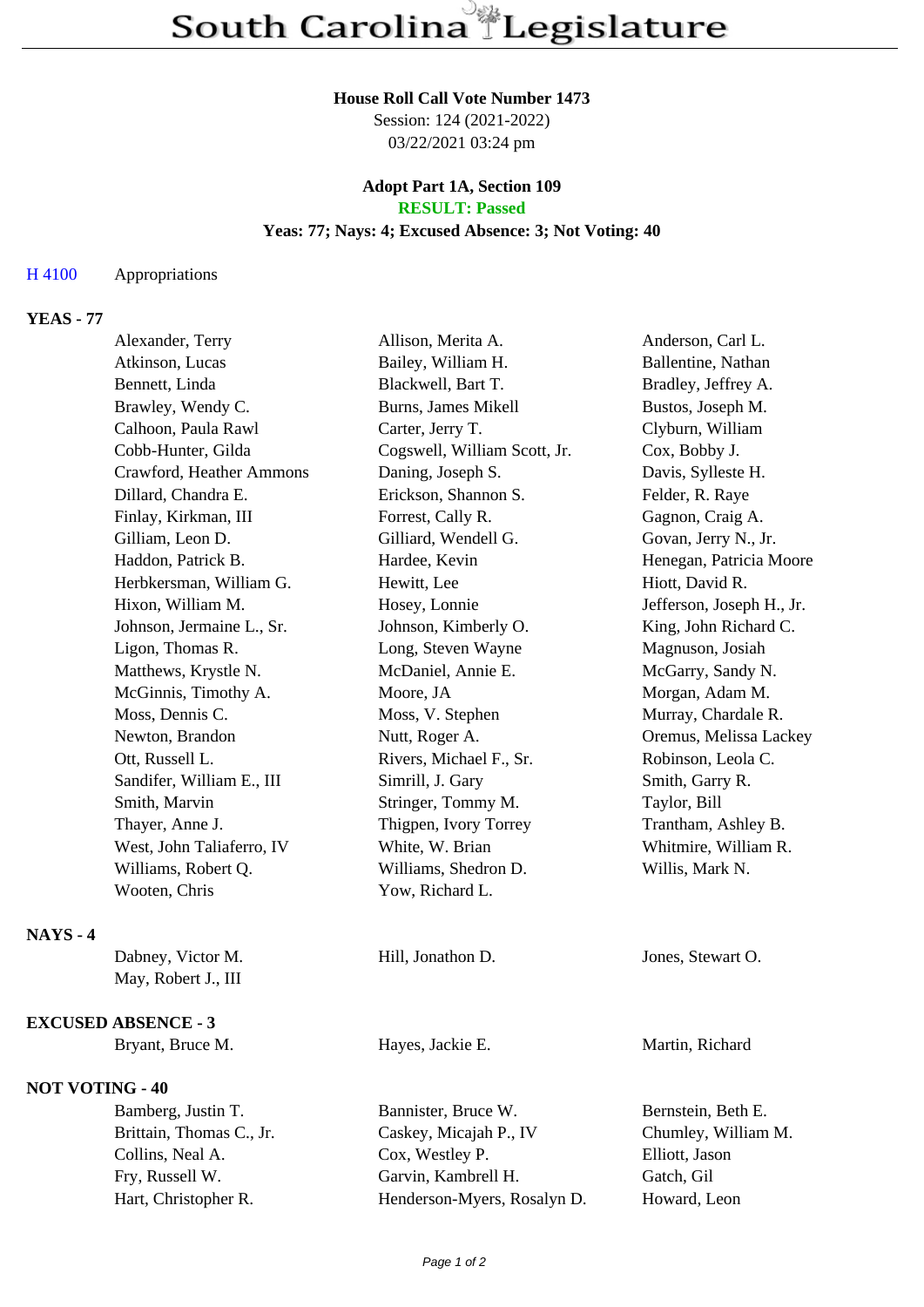# South Carolina Legislature

**House Roll Call Vote Number 1473**
Session: 124 (2021-2022)
03/22/2021 03:24 pm

**Adopt Part 1A, Section 109**
**RESULT: Passed**
**Yeas: 77; Nays: 4; Excused Absence: 3; Not Voting: 40**

H 4100 Appropriations

**YEAS - 77**

| | | |
|---|---|---|
| Alexander, Terry | Allison, Merita A. | Anderson, Carl L. |
| Atkinson, Lucas | Bailey, William H. | Ballentine, Nathan |
| Bennett, Linda | Blackwell, Bart T. | Bradley, Jeffrey A. |
| Brawley, Wendy C. | Burns, James Mikell | Bustos, Joseph M. |
| Calhoon, Paula Rawl | Carter, Jerry T. | Clyburn, William |
| Cobb-Hunter, Gilda | Cogswell, William Scott, Jr. | Cox, Bobby J. |
| Crawford, Heather Ammons | Daning, Joseph S. | Davis, Sylleste H. |
| Dillard, Chandra E. | Erickson, Shannon S. | Felder, R. Raye |
| Finlay, Kirkman, III | Forrest, Cally R. | Gagnon, Craig A. |
| Gilliam, Leon D. | Gilliard, Wendell G. | Govan, Jerry N., Jr. |
| Haddon, Patrick B. | Hardee, Kevin | Henegan, Patricia Moore |
| Herbkersman, William G. | Hewitt, Lee | Hiott, David R. |
| Hixon, William M. | Hosey, Lonnie | Jefferson, Joseph H., Jr. |
| Johnson, Jermaine L., Sr. | Johnson, Kimberly O. | King, John Richard C. |
| Ligon, Thomas R. | Long, Steven Wayne | Magnuson, Josiah |
| Matthews, Krystle N. | McDaniel, Annie E. | McGarry, Sandy N. |
| McGinnis, Timothy A. | Moore, JA | Morgan, Adam M. |
| Moss, Dennis C. | Moss, V. Stephen | Murray, Chardale R. |
| Newton, Brandon | Nutt, Roger A. | Oremus, Melissa Lackey |
| Ott, Russell L. | Rivers, Michael F., Sr. | Robinson, Leola C. |
| Sandifer, William E., III | Simrill, J. Gary | Smith, Garry R. |
| Smith, Marvin | Stringer, Tommy M. | Taylor, Bill |
| Thayer, Anne J. | Thigpen, Ivory Torrey | Trantham, Ashley B. |
| West, John Taliaferro, IV | White, W. Brian | Whitmire, William R. |
| Williams, Robert Q. | Williams, Shedron D. | Willis, Mark N. |
| Wooten, Chris | Yow, Richard L. | |

**NAYS - 4**

| | | |
|---|---|---|
| Dabney, Victor M. | Hill, Jonathon D. | Jones, Stewart O. |
| May, Robert J., III | | |

**EXCUSED ABSENCE - 3**

| | | |
|---|---|---|
| Bryant, Bruce M. | Hayes, Jackie E. | Martin, Richard |

**NOT VOTING - 40**

| | | |
|---|---|---|
| Bamberg, Justin T. | Bannister, Bruce W. | Bernstein, Beth E. |
| Brittain, Thomas C., Jr. | Caskey, Micajah P., IV | Chumley, William M. |
| Collins, Neal A. | Cox, Westley P. | Elliott, Jason |
| Fry, Russell W. | Garvin, Kambrell H. | Gatch, Gil |
| Hart, Christopher R. | Henderson-Myers, Rosalyn D. | Howard, Leon |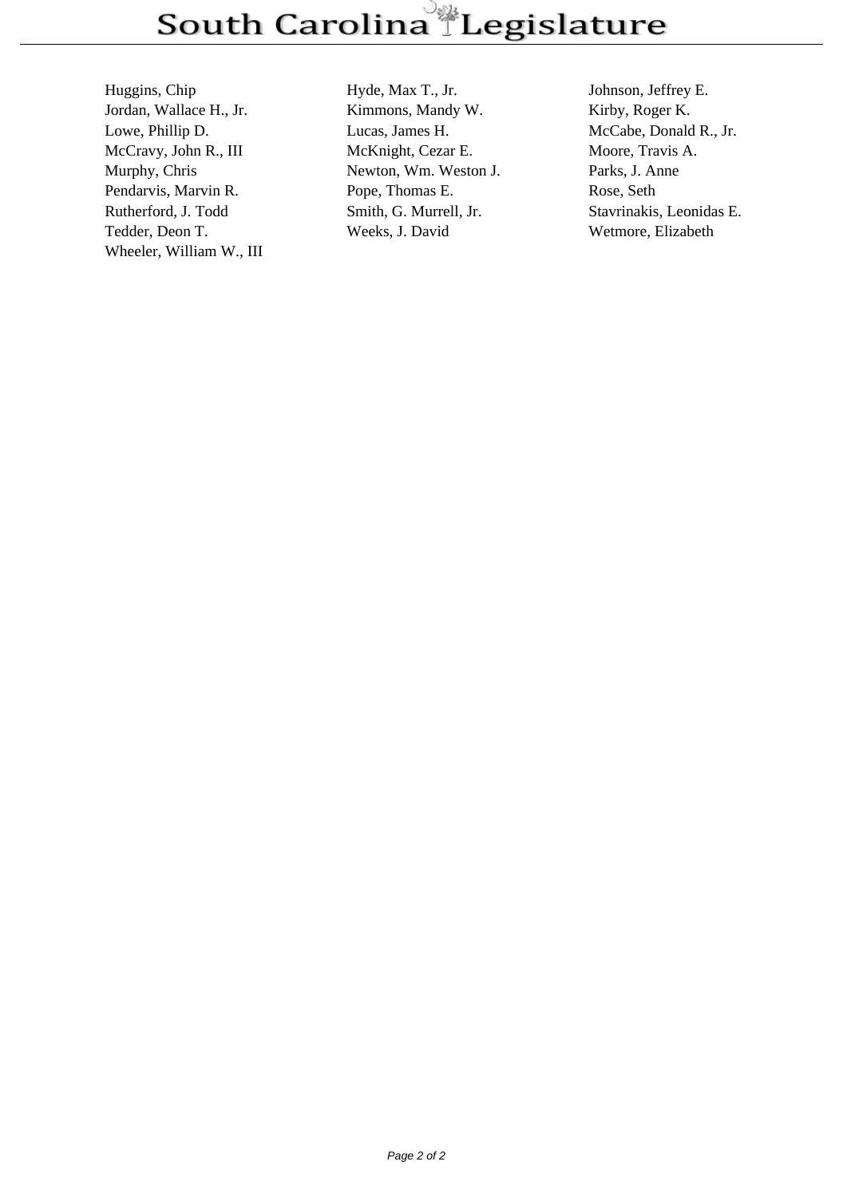Huggins, Chip
Hyde, Max T., Jr.
Johnson, Jeffrey E.
Jordan, Wallace H., Jr.
Kimmons, Mandy W.
Kirby, Roger K.
Lowe, Phillip D.
Lucas, James H.
McCabe, Donald R., Jr.
McCravy, John R., III
McKnight, Cezar E.
Moore, Travis A.
Murphy, Chris
Newton, Wm. Weston J.
Parks, J. Anne
Pendarvis, Marvin R.
Pope, Thomas E.
Rose, Seth
Rutherford, J. Todd
Smith, G. Murrell, Jr.
Stavrinakis, Leonidas E.
Tedder, Deon T.
Weeks, J. David
Wetmore, Elizabeth
Wheeler, William W., III